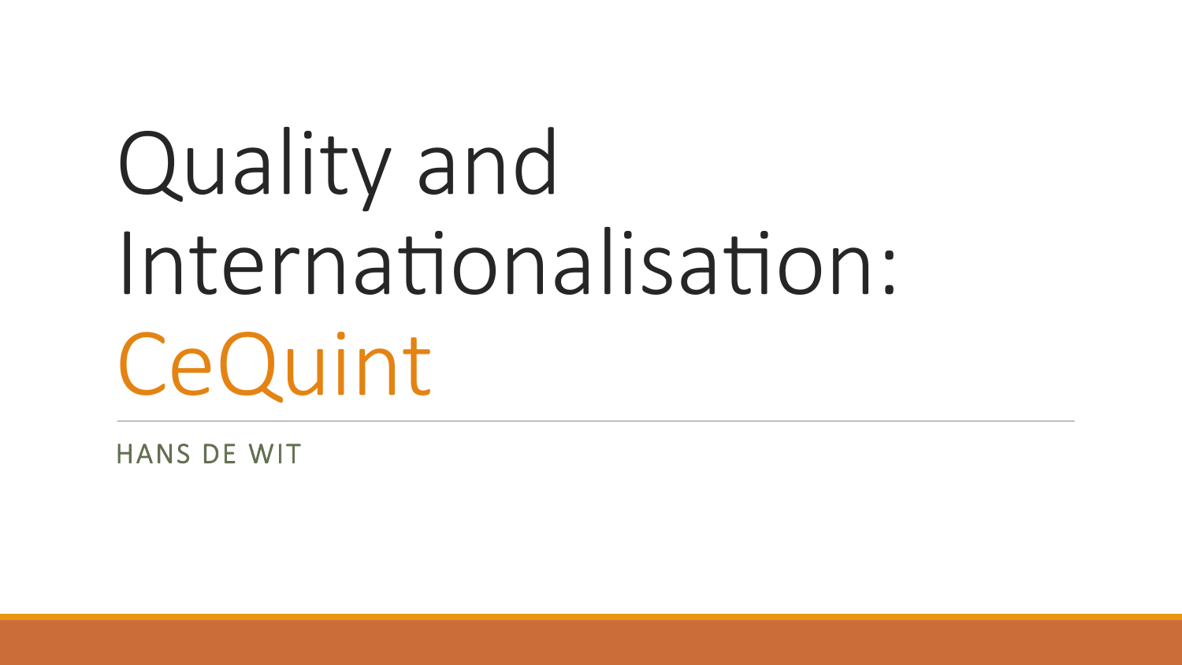# Quality and Internationalisation: CeQuint

HANS DE WIT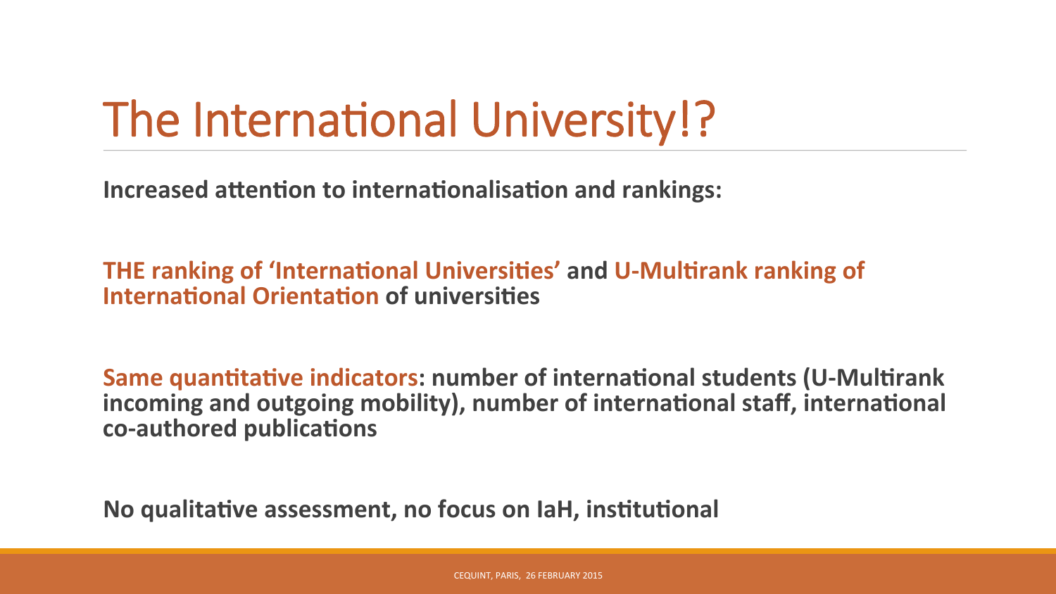# The International University!?

**Increased attention to internationalisation and rankings:**

**THE ranking of 'International Universities' and U-Multirank ranking of International Orientation of universities**

**Same quantitative indicators: number of international students (U-Multirank incoming and outgoing mobility), number of international staff, international co-authored publications**

**No qualitative assessment, no focus on IaH, institutional**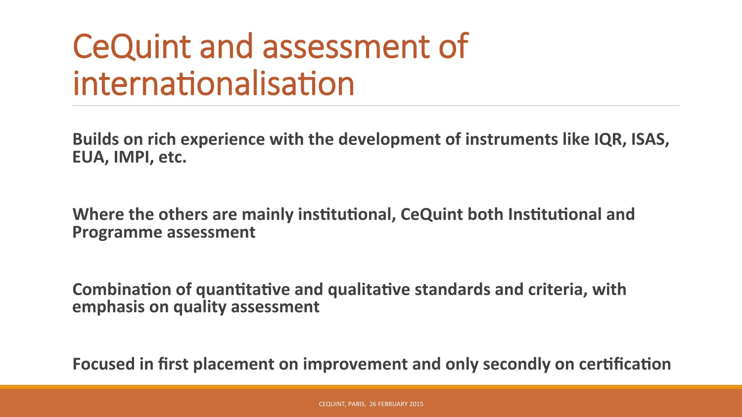# CeQuint and assessment of internationalisation

**Builds on rich experience with the development of instruments like IQR, ISAS, EUA, IMPI, etc.**

**Where the others are mainly institutional, CeQuint both Institutional and Programme assessment**

**Combination of quantitative and qualitative standards and criteria, with emphasis on quality assessment**

**Focused in first placement on improvement and only secondly on certification**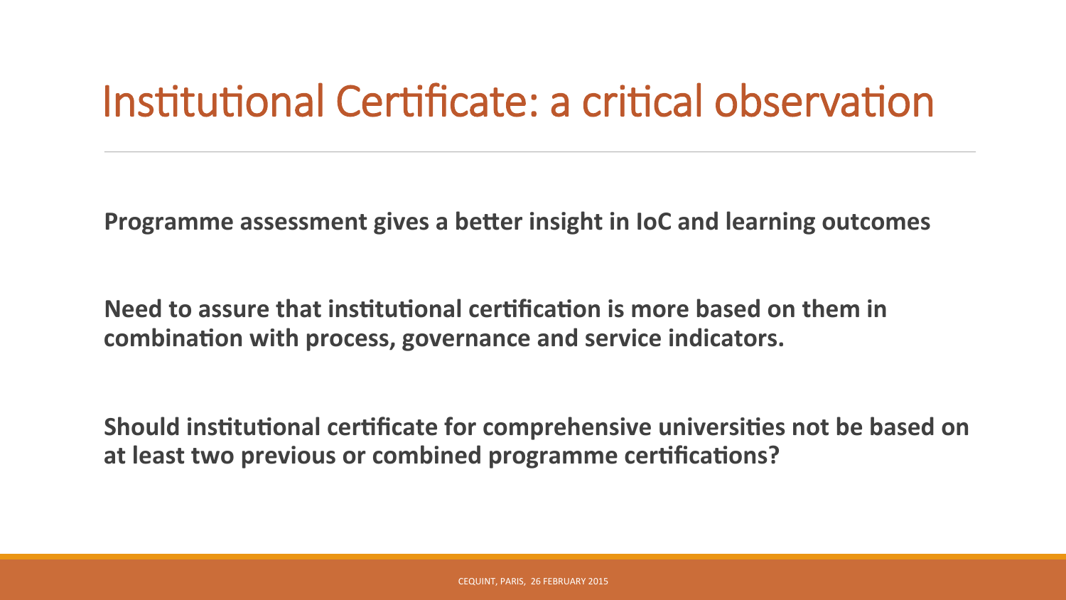# Institutional Certificate: a critical observation

**Programme assessment gives a better insight in IoC and learning outcomes**

**Need to assure that institutional certification is more based on them in combination with process, governance and service indicators.**

**Should institutional certificate for comprehensive universities not be based on at least two previous or combined programme certifications?**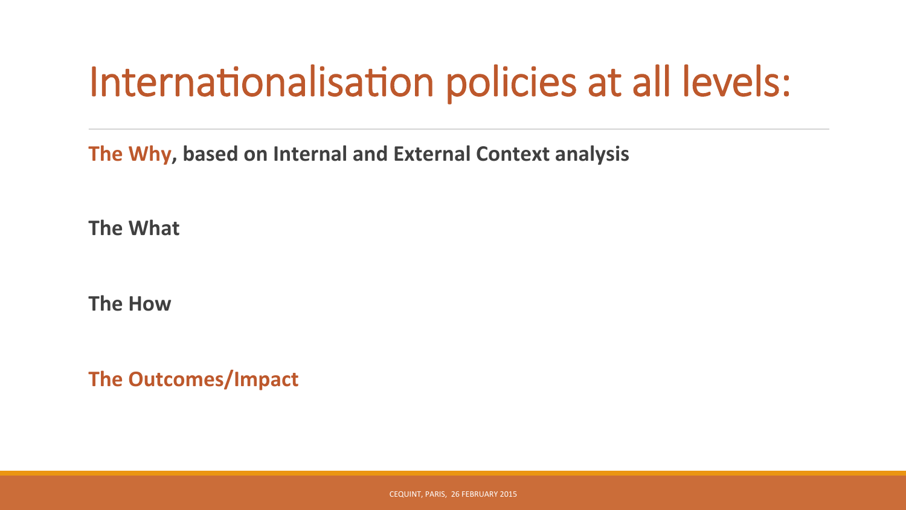# Internationalisation policies at all levels:

**The Why, based on Internal and External Context analysis**

**The What**

**The How**

**The Outcomes/Impact**